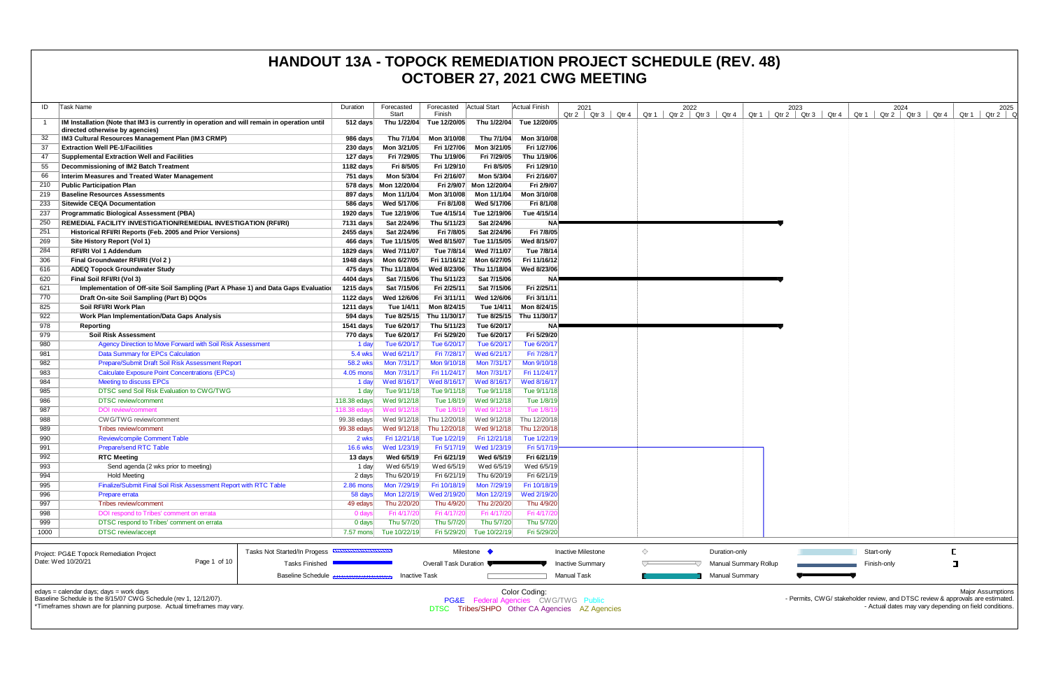# HANDOUT 13A - TOPOCK REMEDIATION PROJECT SCHEDULE (REV. 48)
# OCTOBER 27, 2021 CWG MEETING

| ID | Task Name | Duration | Forecasted Start | Forecasted Finish | Actual Start | Actual Finish |
|---|---|---|---|---|---|---|
| 1 | IM Installation (Note that IM3 is currently in operation and will remain in operation until directed otherwise by agencies) | 512 days | Thu 1/22/04 | Tue 12/20/05 | Thu 1/22/04 | Tue 12/20/05 |
| 32 | IM3 Cultural Resources Management Plan (IM3 CRMP) | 986 days | Thu 7/1/04 | Mon 3/10/08 | Thu 7/1/04 | Mon 3/10/08 |
| 37 | Extraction Well PE-1/Facilities | 230 days | Mon 3/21/05 | Fri 1/27/06 | Mon 3/21/05 | Fri 1/27/06 |
| 47 | Supplemental Extraction Well and Facilities | 127 days | Fri 7/29/05 | Thu 1/19/06 | Fri 7/29/05 | Thu 1/19/06 |
| 55 | Decommissioning of IM2 Batch Treatment | 1182 days | Fri 8/5/05 | Fri 1/29/10 | Fri 8/5/05 | Fri 1/29/10 |
| 66 | Interim Measures and Treated Water Management | 751 days | Mon 5/3/04 | Fri 2/16/07 | Mon 5/3/04 | Fri 2/16/07 |
| 210 | Public Participation Plan | 578 days | Mon 12/20/04 | Fri 2/9/07 | Mon 12/20/04 | Fri 2/9/07 |
| 219 | Baseline Resources Assessments | 897 days | Mon 11/1/04 | Mon 3/10/08 | Mon 11/1/04 | Mon 3/10/08 |
| 233 | Sitewide CEQA Documentation | 586 days | Wed 5/17/06 | Fri 8/1/08 | Wed 5/17/06 | Fri 8/1/08 |
| 237 | Programmatic Biological Assessment (PBA) | 1920 days | Tue 12/19/06 | Tue 4/15/14 | Tue 12/19/06 | Tue 4/15/14 |
| 250 | REMEDIAL FACILITY INVESTIGATION/REMEDIAL INVESTIGATION (RFI/RI) | 7131 days | Sat 2/24/96 | Thu 5/11/23 | Sat 2/24/96 | NA |
| 251 | Historical RFI/RI Reports (Feb. 2005 and Prior Versions) | 2455 days | Sat 2/24/96 | Fri 7/8/05 | Sat 2/24/96 | Fri 7/8/05 |
| 269 | Site History Report (Vol 1) | 466 days | Tue 11/15/05 | Wed 8/15/07 | Tue 11/15/05 | Wed 8/15/07 |
| 284 | RFI/RI Vol 1 Addendum | 1829 days | Wed 7/11/07 | Tue 7/8/14 | Wed 7/11/07 | Tue 7/8/14 |
| 306 | Final Groundwater RFI/RI (Vol 2 ) | 1948 days | Mon 6/27/05 | Fri 11/16/12 | Mon 6/27/05 | Fri 11/16/12 |
| 616 | ADEQ Topock Groundwater Study | 475 days | Thu 11/18/04 | Wed 8/23/06 | Thu 11/18/04 | Wed 8/23/06 |
| 620 | Final Soil RFI/RI (Vol 3) | 4404 days | Sat 7/15/06 | Thu 5/11/23 | Sat 7/15/06 | NA |
| 621 | Implementation of Off-site Soil Sampling (Part A Phase 1) and Data Gaps Evaluation | 1215 days | Sat 7/15/06 | Fri 2/25/11 | Sat 7/15/06 | Fri 2/25/11 |
| 770 | Draft On-site Soil Sampling (Part B) DQOs | 1122 days | Wed 12/6/06 | Fri 3/11/11 | Wed 12/6/06 | Fri 3/11/11 |
| 825 | Soil RFI/RI Work Plan | 1211 days | Tue 1/4/11 | Mon 8/24/15 | Tue 1/4/11 | Mon 8/24/15 |
| 922 | Work Plan Implementation/Data Gaps Analysis | 594 days | Tue 8/25/15 | Thu 11/30/17 | Tue 8/25/15 | Thu 11/30/17 |
| 978 | Reporting | 1541 days | Tue 6/20/17 | Thu 5/11/23 | Tue 6/20/17 | NA |
| 979 | Soil Risk Assessment | 770 days | Tue 6/20/17 | Fri 5/29/20 | Tue 6/20/17 | Fri 5/29/20 |
| 980 | Agency Direction to Move Forward with Soil Risk Assessment | 1 day | Tue 6/20/17 | Tue 6/20/17 | Tue 6/20/17 | Tue 6/20/17 |
| 981 | Data Summary for EPCs Calculation | 5.4 wks | Wed 6/21/17 | Fri 7/28/17 | Wed 6/21/17 | Fri 7/28/17 |
| 982 | Prepare/Submit Draft Soil Risk Assessment Report | 58.2 wks | Mon 7/31/17 | Mon 9/10/18 | Mon 7/31/17 | Mon 9/10/18 |
| 983 | Calculate Exposure Point Concentrations (EPCs) | 4.05 mons | Mon 7/31/17 | Fri 11/24/17 | Mon 7/31/17 | Fri 11/24/17 |
| 984 | Meeting to discuss EPCs | 1 day | Wed 8/16/17 | Wed 8/16/17 | Wed 8/16/17 | Wed 8/16/17 |
| 985 | DTSC send Soil Risk Evaluation to CWG/TWG | 1 day | Tue 9/11/18 | Tue 9/11/18 | Tue 9/11/18 | Tue 9/11/18 |
| 986 | DTSC review/comment | 118.38 edays | Wed 9/12/18 | Tue 1/8/19 | Wed 9/12/18 | Tue 1/8/19 |
| 987 | DOI review/comment | 118.38 edays | Wed 9/12/18 | Tue 1/8/19 | Wed 9/12/18 | Tue 1/8/19 |
| 988 | CWG/TWG review/comment | 99.38 edays | Wed 9/12/18 | Thu 12/20/18 | Wed 9/12/18 | Thu 12/20/18 |
| 989 | Tribes review/comment | 99.38 edays | Wed 9/12/18 | Thu 12/20/18 | Wed 9/12/18 | Thu 12/20/18 |
| 990 | Review/compile Comment Table | 2 wks | Fri 12/21/18 | Tue 1/22/19 | Fri 12/21/18 | Tue 1/22/19 |
| 991 | Prepare/send RTC Table | 16.6 wks | Wed 1/23/19 | Fri 5/17/19 | Wed 1/23/19 | Fri 5/17/19 |
| 992 | RTC Meeting | 13 days | Wed 6/5/19 | Fri 6/21/19 | Wed 6/5/19 | Fri 6/21/19 |
| 993 | Send agenda (2 wks prior to meeting) | 1 day | Wed 6/5/19 | Wed 6/5/19 | Wed 6/5/19 | Wed 6/5/19 |
| 994 | Hold Meeting | 2 days | Thu 6/20/19 | Fri 6/21/19 | Thu 6/20/19 | Fri 6/21/19 |
| 995 | Finalize/Submit Final Soil Risk Assessment Report with RTC Table | 2.86 mons | Mon 7/29/19 | Fri 10/18/19 | Mon 7/29/19 | Fri 10/18/19 |
| 996 | Prepare errata | 58 days | Mon 12/2/19 | Wed 2/19/20 | Mon 12/2/19 | Wed 2/19/20 |
| 997 | Tribes review/comment | 49 edays | Thu 2/20/20 | Thu 4/9/20 | Thu 2/20/20 | Thu 4/9/20 |
| 998 | DOI respond to Tribes' comment on errata | 0 days | Fri 4/17/20 | Fri 4/17/20 | Fri 4/17/20 | Fri 4/17/20 |
| 999 | DTSC respond to Tribes' comment on errata | 0 days | Thu 5/7/20 | Thu 5/7/20 | Thu 5/7/20 | Thu 5/7/20 |
| 1000 | DTSC review/accept | 7.57 mons | Tue 10/22/19 | Fri 5/29/20 | Tue 10/22/19 | Fri 5/29/20 |

Project: PG&E Topock Remediation Project
Date: Wed 10/20/21

Legend: Tasks Not Started/In Progess; Tasks Finished; Baseline Schedule; Milestone; Overall Task Duration; Inactive Task; Inactive Milestone; Inactive Summary; Manual Task; Duration-only; Manual Summary Rollup; Manual Summary; Start-only; Finish-only

edays = calendar days; days = work days
Baseline Schedule is the 8/15/07 CWG Schedule (rev 1, 12/12/07).
*Timeframes shown are for planning purpose. Actual timeframes may vary.

Color Coding:
PG&E Federal Agencies CWG/TWG Public
DTSC Tribes/SHPO Other CA Agencies AZ Agencies

Major Assumptions
- Permits, CWG/ stakeholder review, and DTSC review & approvals are estimated.
- Actual dates may vary depending on field conditions.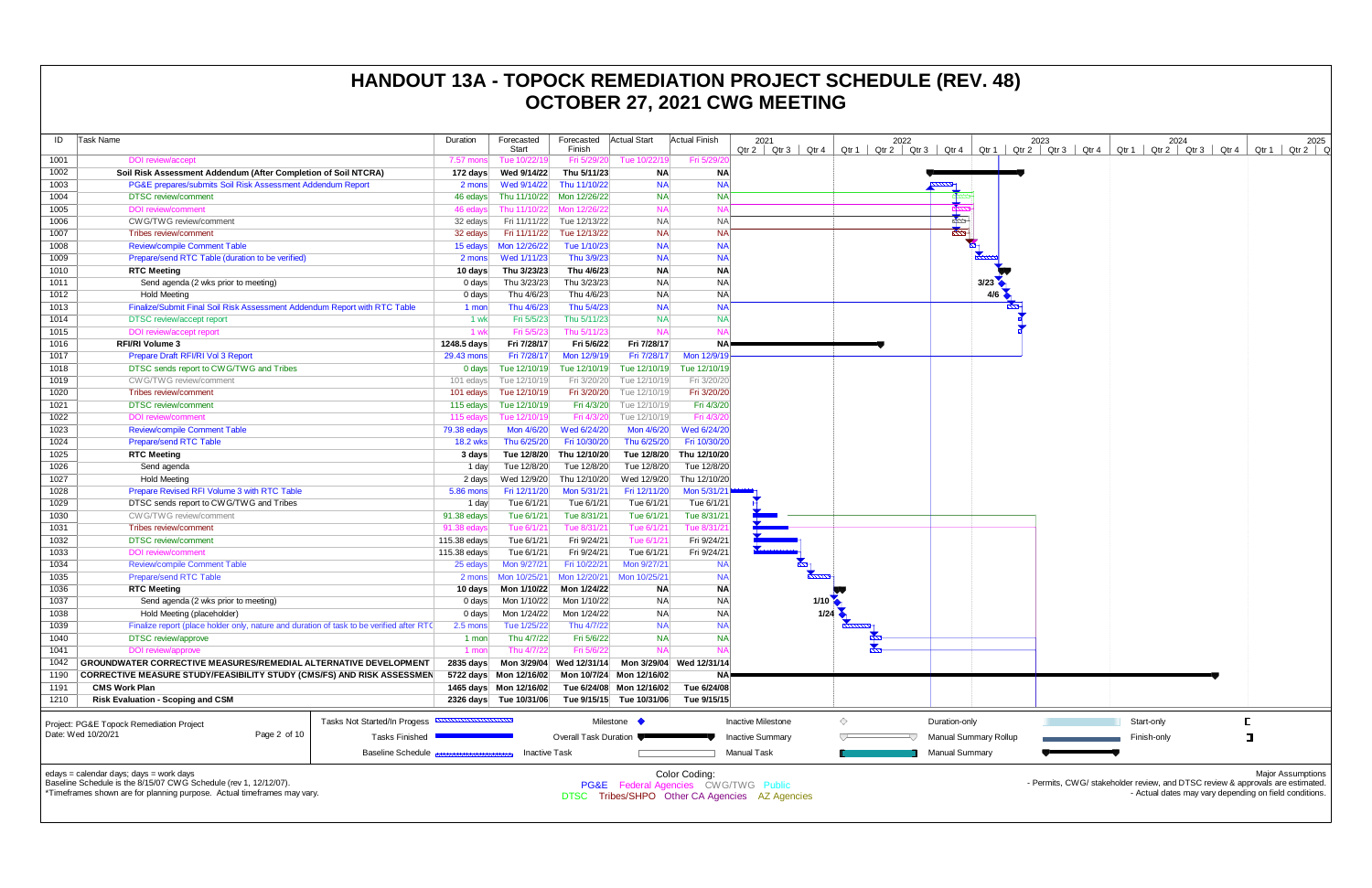# HANDOUT 13A - TOPOCK REMEDIATION PROJECT SCHEDULE (REV. 48)
# OCTOBER 27, 2021 CWG MEETING

| ID | Task Name | Duration | Forecasted Start | Forecasted Finish | Actual Start | Actual Finish |
|---|---|---|---|---|---|---|
| 1001 | DOI review/accept | 7.57 mons | Tue 10/22/19 | Fri 5/29/20 | Tue 10/22/19 | Fri 5/29/20 |
| 1002 | **Soil Risk Assessment Addendum (After Completion of Soil NTCRA)** | **172 days** | **Wed 9/14/22** | **Thu 5/11/23** | **NA** | **NA** |
| 1003 | PG&E prepares/submits Soil Risk Assessment Addendum Report | 2 mons | Wed 9/14/22 | Thu 11/10/22 | NA | NA |
| 1004 | DTSC review/comment | 46 edays | Thu 11/10/22 | Mon 12/26/22 | NA | NA |
| 1005 | DOI review/comment | 46 edays | Thu 11/10/22 | Mon 12/26/22 | NA | NA |
| 1006 | CWG/TWG review/comment | 32 edays | Fri 11/11/22 | Tue 12/13/22 | NA | NA |
| 1007 | Tribes review/comment | 32 edays | Fri 11/11/22 | Tue 12/13/22 | NA | NA |
| 1008 | Review/compile Comment Table | 15 edays | Mon 12/26/22 | Tue 1/10/23 | NA | NA |
| 1009 | Prepare/send RTC Table (duration to be verified) | 2 mons | Wed 1/11/23 | Thu 3/9/23 | NA | NA |
| 1010 | **RTC Meeting** | **10 days** | **Thu 3/23/23** | **Thu 4/6/23** | **NA** | **NA** |
| 1011 | Send agenda (2 wks prior to meeting) | 0 days | Thu 3/23/23 | Thu 3/23/23 | NA | NA |
| 1012 | Hold Meeting | 0 days | Thu 4/6/23 | Thu 4/6/23 | NA | NA |
| 1013 | Finalize/Submit Final Soil Risk Assessment Addendum Report with RTC Table | 1 mon | Thu 4/6/23 | Thu 5/4/23 | NA | NA |
| 1014 | DTSC review/accept report | 1 wk | Fri 5/5/23 | Thu 5/11/23 | NA | NA |
| 1015 | DOI review/accept report | 1 wk | Fri 5/5/23 | Thu 5/11/23 | NA | NA |
| 1016 | **RFI/RI Volume 3** | **1248.5 days** | **Fri 7/28/17** | **Fri 5/6/22** | **Fri 7/28/17** | **NA** |
| 1017 | Prepare Draft RFI/RI Vol 3 Report | 29.43 mons | Fri 7/28/17 | Mon 12/9/19 | Fri 7/28/17 | Mon 12/9/19 |
| 1018 | DTSC sends report to CWG/TWG and Tribes | 0 days | Tue 12/10/19 | Tue 12/10/19 | Tue 12/10/19 | Tue 12/10/19 |
| 1019 | CWG/TWG review/comment | 101 edays | Tue 12/10/19 | Fri 3/20/20 | Tue 12/10/19 | Fri 3/20/20 |
| 1020 | Tribes review/comment | 101 edays | Tue 12/10/19 | Fri 3/20/20 | Tue 12/10/19 | Fri 3/20/20 |
| 1021 | DTSC review/comment | 115 edays | Tue 12/10/19 | Fri 4/3/20 | Tue 12/10/19 | Fri 4/3/20 |
| 1022 | DOI review/comment | 115 edays | Tue 12/10/19 | Fri 4/3/20 | Tue 12/10/19 | Fri 4/3/20 |
| 1023 | Review/compile Comment Table | 79.38 edays | Mon 4/6/20 | Wed 6/24/20 | Mon 4/6/20 | Wed 6/24/20 |
| 1024 | Prepare/send RTC Table | 18.2 wks | Thu 6/25/20 | Fri 10/30/20 | Thu 6/25/20 | Fri 10/30/20 |
| 1025 | **RTC Meeting** | **3 days** | **Tue 12/8/20** | **Thu 12/10/20** | **Tue 12/8/20** | **Thu 12/10/20** |
| 1026 | Send agenda | 1 day | Tue 12/8/20 | Tue 12/8/20 | Tue 12/8/20 | Tue 12/8/20 |
| 1027 | Hold Meeting | 2 days | Wed 12/9/20 | Thu 12/10/20 | Wed 12/9/20 | Thu 12/10/20 |
| 1028 | Prepare Revised RFI Volume 3 with RTC Table | 5.86 mons | Fri 12/11/20 | Mon 5/31/21 | Fri 12/11/20 | Mon 5/31/21 |
| 1029 | DTSC sends report to CWG/TWG and Tribes | 1 day | Tue 6/1/21 | Tue 6/1/21 | Tue 6/1/21 | Tue 6/1/21 |
| 1030 | CWG/TWG review/comment | 91.38 edays | Tue 6/1/21 | Tue 8/31/21 | Tue 6/1/21 | Tue 8/31/21 |
| 1031 | Tribes review/comment | 91.38 edays | Tue 6/1/21 | Tue 8/31/21 | Tue 6/1/21 | Tue 8/31/21 |
| 1032 | DTSC review/comment | 115.38 edays | Tue 6/1/21 | Fri 9/24/21 | Tue 6/1/21 | Fri 9/24/21 |
| 1033 | DOI review/comment | 115.38 edays | Tue 6/1/21 | Fri 9/24/21 | Tue 6/1/21 | Fri 9/24/21 |
| 1034 | Review/compile Comment Table | 25 edays | Mon 9/27/21 | Fri 10/22/21 | Mon 9/27/21 | NA |
| 1035 | Prepare/send RTC Table | 2 mons | Mon 10/25/21 | Mon 12/20/21 | Mon 10/25/21 | NA |
| 1036 | **RTC Meeting** | **10 days** | **Mon 1/10/22** | **Mon 1/24/22** | **NA** | **NA** |
| 1037 | Send agenda (2 wks prior to meeting) | 0 days | Mon 1/10/22 | Mon 1/10/22 | NA | NA |
| 1038 | Hold Meeting (placeholder) | 0 days | Mon 1/24/22 | Mon 1/24/22 | NA | NA |
| 1039 | Finalize report (place holder only, nature and duration of task to be verified after RTC | 2.5 mons | Tue 1/25/22 | Thu 4/7/22 | NA | NA |
| 1040 | DTSC review/approve | 1 mon | Thu 4/7/22 | Fri 5/6/22 | NA | NA |
| 1041 | DOI review/approve | 1 mon | Thu 4/7/22 | Fri 5/6/22 | NA | NA |
| 1042 | **GROUNDWATER CORRECTIVE MEASURES/REMEDIAL ALTERNATIVE DEVELOPMENT** | **2835 days** | **Mon 3/29/04** | **Wed 12/31/14** | **Mon 3/29/04** | **Wed 12/31/14** |
| 1190 | **CORRECTIVE MEASURE STUDY/FEASIBILITY STUDY (CMS/FS) AND RISK ASSESSMEN** | **5722 days** | **Mon 12/16/02** | **Mon 10/7/24** | **Mon 12/16/02** | **NA** |
| 1191 | **CMS Work Plan** | **1465 days** | **Mon 12/16/02** | **Tue 6/24/08** | **Mon 12/16/02** | **Tue 6/24/08** |
| 1210 | **Risk Evaluation - Scoping and CSM** | **2326 days** | **Tue 10/31/06** | **Tue 9/15/15** | **Tue 10/31/06** | **Tue 9/15/15** |

Gantt chart milestone labels: 3/23, 4/6, 1/10, 1/24

Project: PG&E Topock Remediation Project
Date: Wed 10/20/21

Legend: Tasks Not Started/In Progess; Tasks Finished; Baseline Schedule; Milestone; Overall Task Duration; Inactive Task; Inactive Milestone; Inactive Summary; Manual Task; Duration-only; Manual Summary Rollup; Manual Summary; Start-only; Finish-only

edays = calendar days; days = work days
Baseline Schedule is the 8/15/07 CWG Schedule (rev 1, 12/12/07).
*Timeframes shown are for planning purpose. Actual timeframes may vary.

Color Coding:
PG&E Federal Agencies CWG/TWG Public
DTSC Tribes/SHPO Other CA Agencies AZ Agencies

Major Assumptions
- Permits, CWG/ stakeholder review, and DTSC review & approvals are estimated.
- Actual dates may vary depending on field conditions.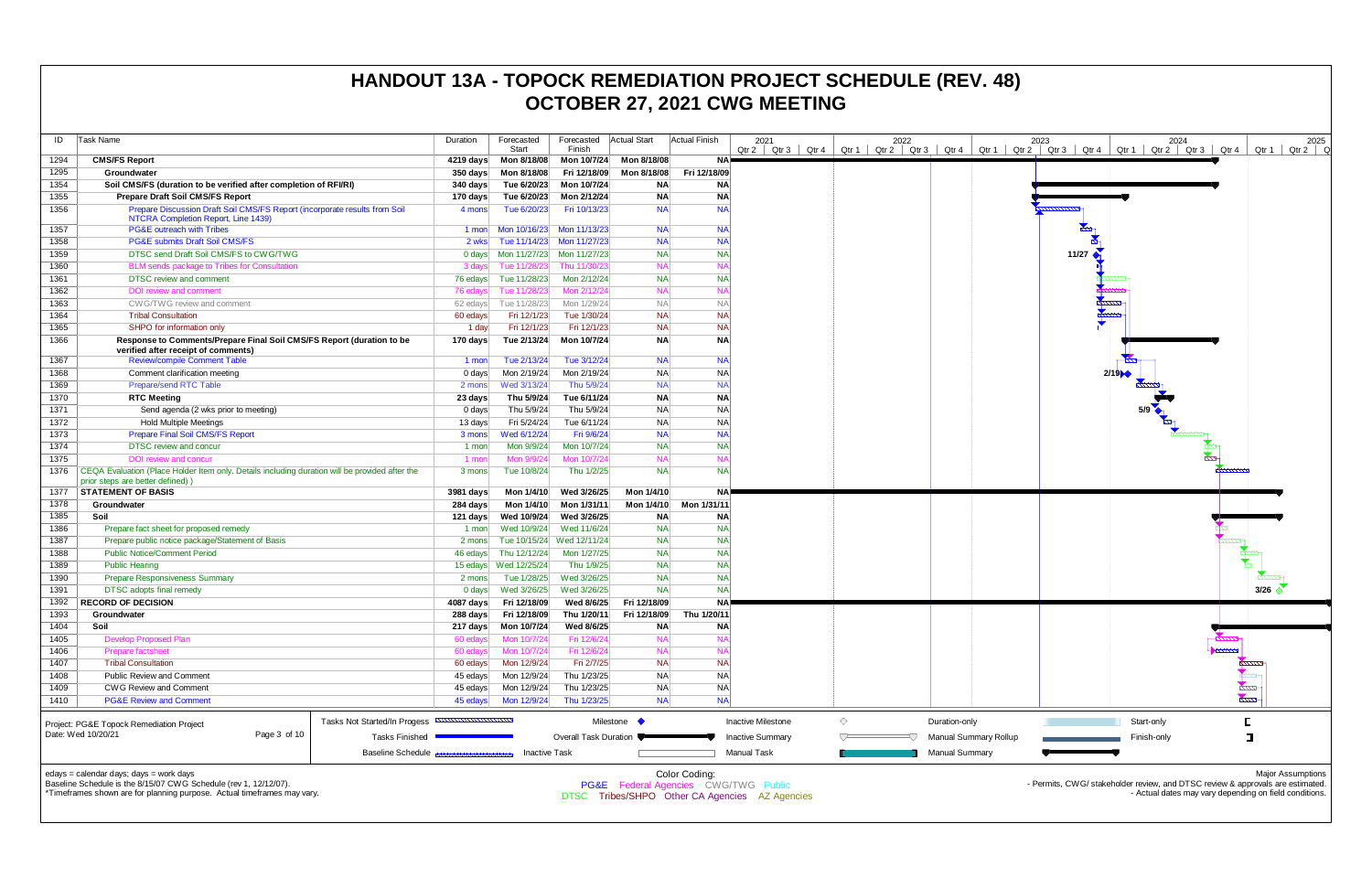# HANDOUT 13A - TOPOCK REMEDIATION PROJECT SCHEDULE (REV. 48)
# OCTOBER 27, 2021 CWG MEETING

| ID | Task Name | Duration | Forecasted Start | Forecasted Finish | Actual Start | Actual Finish |
|---|---|---|---|---|---|---|
| 1294 | **CMS/FS Report** | **4219 days** | **Mon 8/18/08** | **Mon 10/7/24** | **Mon 8/18/08** | **NA** |
| 1295 | **Groundwater** | **350 days** | **Mon 8/18/08** | **Fri 12/18/09** | **Mon 8/18/08** | **Fri 12/18/09** |
| 1354 | **Soil CMS/FS (duration to be verified after completion of RFI/RI)** | **340 days** | **Tue 6/20/23** | **Mon 10/7/24** | **NA** | **NA** |
| 1355 | **Prepare Draft Soil CMS/FS Report** | **170 days** | **Tue 6/20/23** | **Mon 2/12/24** | **NA** | **NA** |
| 1356 | Prepare Discussion Draft Soil CMS/FS Report (incorporate results from Soil NTCRA Completion Report, Line 1439) | 4 mons | Tue 6/20/23 | Fri 10/13/23 | NA | NA |
| 1357 | PG&E outreach with Tribes | 1 mon | Mon 10/16/23 | Mon 11/13/23 | NA | NA |
| 1358 | PG&E submits Draft Soil CMS/FS | 2 wks | Tue 11/14/23 | Mon 11/27/23 | NA | NA |
| 1359 | DTSC send Draft Soil CMS/FS to CWG/TWG | 0 days | Mon 11/27/23 | Mon 11/27/23 | NA | NA |
| 1360 | BLM sends package to Tribes for Consultation | 3 days | Tue 11/28/23 | Thu 11/30/23 | NA | NA |
| 1361 | DTSC review and comment | 76 edays | Tue 11/28/23 | Mon 2/12/24 | NA | NA |
| 1362 | DOI review and comment | 76 edays | Tue 11/28/23 | Mon 2/12/24 | NA | NA |
| 1363 | CWG/TWG review and comment | 62 edays | Tue 11/28/23 | Mon 1/29/24 | NA | NA |
| 1364 | Tribal Consultation | 60 edays | Fri 12/1/23 | Tue 1/30/24 | NA | NA |
| 1365 | SHPO for information only | 1 day | Fri 12/1/23 | Fri 12/1/23 | NA | NA |
| 1366 | **Response to Comments/Prepare Final Soil CMS/FS Report (duration to be verified after receipt of comments)** | **170 days** | **Tue 2/13/24** | **Mon 10/7/24** | **NA** | **NA** |
| 1367 | Review/compile Comment Table | 1 mon | Tue 2/13/24 | Tue 3/12/24 | NA | NA |
| 1368 | Comment clarification meeting | 0 days | Mon 2/19/24 | Mon 2/19/24 | NA | NA |
| 1369 | Prepare/send RTC Table | 2 mons | Wed 3/13/24 | Thu 5/9/24 | NA | NA |
| 1370 | **RTC Meeting** | **23 days** | **Thu 5/9/24** | **Tue 6/11/24** | **NA** | **NA** |
| 1371 | Send agenda (2 wks prior to meeting) | 0 days | Thu 5/9/24 | Thu 5/9/24 | NA | NA |
| 1372 | Hold Multiple Meetings | 13 days | Fri 5/24/24 | Tue 6/11/24 | NA | NA |
| 1373 | Prepare Final Soil CMS/FS Report | 3 mons | Wed 6/12/24 | Fri 9/6/24 | NA | NA |
| 1374 | DTSC review and concur | 1 mon | Mon 9/9/24 | Mon 10/7/24 | NA | NA |
| 1375 | DOI review and concur | 1 mon | Mon 9/9/24 | Mon 10/7/24 | NA | NA |
| 1376 | CEQA Evaluation (Place Holder Item only. Details including duration will be provided after the prior steps are better defined) ) | 3 mons | Tue 10/8/24 | Thu 1/2/25 | NA | NA |
| 1377 | **STATEMENT OF BASIS** | **3981 days** | **Mon 1/4/10** | **Wed 3/26/25** | **Mon 1/4/10** | **NA** |
| 1378 | **Groundwater** | **284 days** | **Mon 1/4/10** | **Mon 1/31/11** | **Mon 1/4/10** | **Mon 1/31/11** |
| 1385 | **Soil** | **121 days** | **Wed 10/9/24** | **Wed 3/26/25** | **NA** | **NA** |
| 1386 | Prepare fact sheet for proposed remedy | 1 mon | Wed 10/9/24 | Wed 11/6/24 | NA | NA |
| 1387 | Prepare public notice package/Statement of Basis | 2 mons | Thu 10/15/24 | Wed 12/11/24 | NA | NA |
| 1388 | Public Notice/Comment Period | 46 edays | Thu 12/12/24 | Mon 1/27/25 | NA | NA |
| 1389 | Public Hearing | 15 edays | Wed 12/25/24 | Thu 1/9/25 | NA | NA |
| 1390 | Prepare Responsiveness Summary | 2 mons | Tue 1/28/25 | Wed 3/26/25 | NA | NA |
| 1391 | DTSC adopts final remedy | 0 days | Wed 3/26/25 | Wed 3/26/25 | NA | NA |
| 1392 | **RECORD OF DECISION** | **4087 days** | **Fri 12/18/09** | **Wed 8/6/25** | **Fri 12/18/09** | **NA** |
| 1393 | **Groundwater** | **288 days** | **Fri 12/18/09** | **Thu 1/20/11** | **Fri 12/18/09** | **Thu 1/20/11** |
| 1404 | **Soil** | **217 days** | **Mon 10/7/24** | **Wed 8/6/25** | **NA** | **NA** |
| 1405 | Develop Proposed Plan | 60 edays | Mon 10/7/24 | Fri 12/6/24 | NA | NA |
| 1406 | Prepare factsheet | 60 edays | Mon 10/7/24 | Fri 12/6/24 | NA | NA |
| 1407 | Tribal Consultation | 60 edays | Mon 12/9/24 | Fri 2/7/25 | NA | NA |
| 1408 | Public Review and Comment | 45 edays | Mon 12/9/24 | Thu 1/23/25 | NA | NA |
| 1409 | CWG Review and Comment | 45 edays | Mon 12/9/24 | Thu 1/23/25 | NA | NA |
| 1410 | PG&E Review and Comment | 45 edays | Mon 12/9/24 | Thu 1/23/25 | NA | NA |

Project: PG&E Topock Remediation Project
Date: Wed 10/20/21

Legend: Tasks Not Started/In Progess; Tasks Finished; Baseline Schedule; Milestone; Overall Task Duration; Inactive Task; Inactive Milestone; Inactive Summary; Manual Task; Duration-only; Manual Summary Rollup; Manual Summary; Start-only; Finish-only

edays = calendar days; days = work days
Baseline Schedule is the 8/15/07 CWG Schedule (rev 1, 12/12/07).
*Timeframes shown are for planning purpose. Actual timeframes may vary.

Color Coding: PG&E, Federal Agencies, CWG/TWG, Public, DTSC, Tribes/SHPO, Other CA Agencies, AZ Agencies

Major Assumptions
- Permits, CWG/ stakeholder review, and DTSC review & approvals are estimated.
- Actual dates may vary depending on field conditions.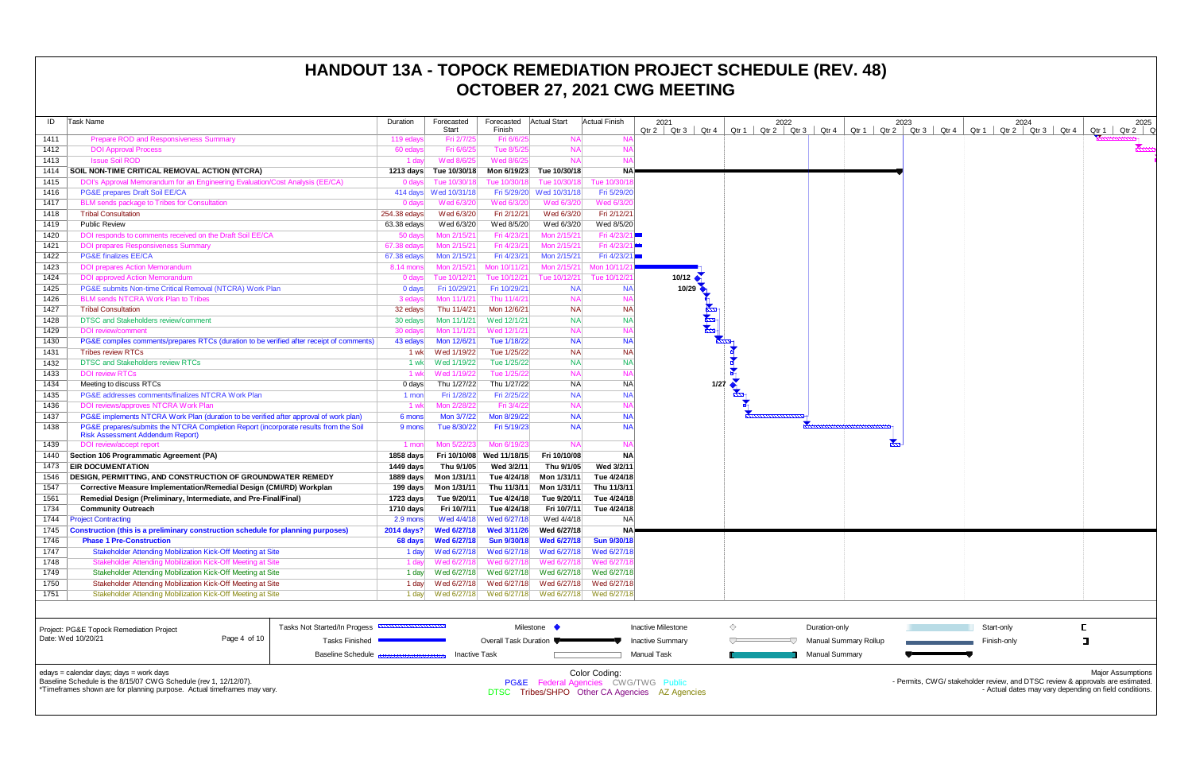# HANDOUT 13A - TOPOCK REMEDIATION PROJECT SCHEDULE (REV. 48)
# OCTOBER 27, 2021 CWG MEETING

| ID | Task Name | Duration | Forecasted Start | Forecasted Finish | Actual Start | Actual Finish |
|---|---|---|---|---|---|---|
| 1411 | Prepare ROD and Responsiveness Summary | 119 edays | Fri 2/7/25 | Fri 6/6/25 | NA | NA |
| 1412 | DOI Approval Process | 60 edays | Fri 6/6/25 | Tue 8/5/25 | NA | NA |
| 1413 | Issue Soil ROD | 1 day | Wed 8/6/25 | Wed 8/6/25 | NA | NA |
| 1414 | **SOIL NON-TIME CRITICAL REMOVAL ACTION (NTCRA)** | **1213 days** | **Tue 10/30/18** | **Mon 6/19/23** | **Tue 10/30/18** | **NA** |
| 1415 | DOI's Approval Memorandum for an Engineering Evaluation/Cost Analysis (EE/CA) | 0 days | Tue 10/30/18 | Tue 10/30/18 | Tue 10/30/18 | Tue 10/30/18 |
| 1416 | PG&E prepares Draft Soil EE/CA | 414 days | Wed 10/31/18 | Fri 5/29/20 | Wed 10/31/18 | Fri 5/29/20 |
| 1417 | BLM sends package to Tribes for Consultation | 0 days | Wed 6/3/20 | Wed 6/3/20 | Wed 6/3/20 | Wed 6/3/20 |
| 1418 | Tribal Consultation | 254.38 edays | Wed 6/3/20 | Fri 2/12/21 | Wed 6/3/20 | Fri 2/12/21 |
| 1419 | Public Review | 63.38 edays | Wed 6/3/20 | Wed 8/5/20 | Wed 6/3/20 | Wed 8/5/20 |
| 1420 | DOI responds to comments received on the Draft Soil EE/CA | 50 days | Mon 2/15/21 | Fri 4/23/21 | Mon 2/15/21 | Fri 4/23/21 |
| 1421 | DOI prepares Responsiveness Summary | 67.38 edays | Mon 2/15/21 | Fri 4/23/21 | Mon 2/15/21 | Fri 4/23/21 |
| 1422 | PG&E finalizes EE/CA | 67.38 edays | Mon 2/15/21 | Fri 4/23/21 | Mon 2/15/21 | Fri 4/23/21 |
| 1423 | DOI prepares Action Memorandum | 8.14 mons | Mon 2/15/21 | Mon 10/11/21 | Mon 2/15/21 | Mon 10/11/21 |
| 1424 | DOI approved Action Memorandum | 0 days | Tue 10/12/21 | Tue 10/12/21 | Tue 10/12/21 | Tue 10/12/21 |
| 1425 | PG&E submits Non-time Critical Removal (NTCRA) Work Plan | 0 days | Fri 10/29/21 | Fri 10/29/21 | NA | NA |
| 1426 | BLM sends NTCRA Work Plan to Tribes | 3 edays | Mon 11/1/21 | Thu 11/4/21 | NA | NA |
| 1427 | Tribal Consultation | 32 edays | Thu 11/4/21 | Mon 12/6/21 | NA | NA |
| 1428 | DTSC and Stakeholders review/comment | 30 edays | Mon 11/1/21 | Wed 12/1/21 | NA | NA |
| 1429 | DOI review/comment | 30 edays | Mon 11/1/21 | Wed 12/1/21 | NA | NA |
| 1430 | PG&E compiles comments/prepares RTCs (duration to be verified after receipt of comments) | 43 edays | Mon 12/6/21 | Tue 1/18/22 | NA | NA |
| 1431 | Tribes review RTCs | 1 wk | Wed 1/19/22 | Tue 1/25/22 | NA | NA |
| 1432 | DTSC and Stakeholders review RTCs | 1 wk | Wed 1/19/22 | Tue 1/25/22 | NA | NA |
| 1433 | DOI review RTCs | 1 wk | Wed 1/19/22 | Tue 1/25/22 | NA | NA |
| 1434 | Meeting to discuss RTCs | 0 days | Thu 1/27/22 | Thu 1/27/22 | NA | NA |
| 1435 | PG&E addresses comments/finalizes NTCRA Work Plan | 1 mon | Fri 1/28/22 | Fri 2/25/22 | NA | NA |
| 1436 | DOI reviews/approves NTCRA Work Plan | 1 wk | Mon 2/28/22 | Fri 3/4/22 | NA | NA |
| 1437 | PG&E implements NTCRA Work Plan (duration to be verified after approval of work plan) | 6 mons | Mon 3/7/22 | Mon 8/29/22 | NA | NA |
| 1438 | PG&E prepares/submits the NTCRA Completion Report (incorporate results from the Soil Risk Assessment Addendum Report) | 9 mons | Tue 8/30/22 | Fri 5/19/23 | NA | NA |
| 1439 | DOI review/accept report | 1 mon | Mon 5/22/23 | Mon 6/19/23 | NA | NA |
| 1440 | **Section 106 Programmatic Agreement (PA)** | **1858 days** | **Fri 10/10/08** | **Wed 11/18/15** | **Fri 10/10/08** | **NA** |
| 1473 | **EIR DOCUMENTATION** | **1449 days** | **Thu 9/1/05** | **Wed 3/2/11** | **Thu 9/1/05** | **Wed 3/2/11** |
| 1546 | **DESIGN, PERMITTING, AND CONSTRUCTION OF GROUNDWATER REMEDY** | **1889 days** | **Mon 1/31/11** | **Tue 4/24/18** | **Mon 1/31/11** | **Tue 4/24/18** |
| 1547 | **Corrective Measure Implementation/Remedial Design (CMI/RD) Workplan** | **199 days** | **Mon 1/31/11** | **Thu 11/3/11** | **Mon 1/31/11** | **Thu 11/3/11** |
| 1561 | **Remedial Design (Preliminary, Intermediate, and Pre-Final/Final)** | **1723 days** | **Tue 9/20/11** | **Tue 4/24/18** | **Tue 9/20/11** | **Tue 4/24/18** |
| 1734 | **Community Outreach** | **1710 days** | **Fri 10/7/11** | **Tue 4/24/18** | **Fri 10/7/11** | **Tue 4/24/18** |
| 1744 | Project Contracting | 2.9 mons | Wed 4/4/18 | Wed 6/27/18 | Wed 4/4/18 | NA |
| 1745 | **Construction (this is a preliminary construction schedule for planning purposes)** | **2014 days?** | **Wed 6/27/18** | **Wed 3/11/26** | **Wed 6/27/18** | **NA** |
| 1746 | **Phase 1 Pre-Construction** | **68 days** | **Wed 6/27/18** | **Sun 9/30/18** | **Wed 6/27/18** | **Sun 9/30/18** |
| 1747 | Stakeholder Attending Mobilization Kick-Off Meeting at Site | 1 day | Wed 6/27/18 | Wed 6/27/18 | Wed 6/27/18 | Wed 6/27/18 |
| 1748 | Stakeholder Attending Mobilization Kick-Off Meeting at Site | 1 day | Wed 6/27/18 | Wed 6/27/18 | Wed 6/27/18 | Wed 6/27/18 |
| 1749 | Stakeholder Attending Mobilization Kick-Off Meeting at Site | 1 day | Wed 6/27/18 | Wed 6/27/18 | Wed 6/27/18 | Wed 6/27/18 |
| 1750 | Stakeholder Attending Mobilization Kick-Off Meeting at Site | 1 day | Wed 6/27/18 | Wed 6/27/18 | Wed 6/27/18 | Wed 6/27/18 |
| 1751 | Stakeholder Attending Mobilization Kick-Off Meeting at Site | 1 day | Wed 6/27/18 | Wed 6/27/18 | Wed 6/27/18 | Wed 6/27/18 |

Project: PG&E Topock Remediation Project
Date: Wed 10/20/21

Legend: Tasks Not Started/In Progess; Tasks Finished; Baseline Schedule; Milestone; Overall Task Duration; Inactive Task; Inactive Milestone; Inactive Summary; Manual Task; Duration-only; Manual Summary Rollup; Manual Summary; Start-only; Finish-only

edays = calendar days; days = work days
Baseline Schedule is the 8/15/07 CWG Schedule (rev 1, 12/12/07).
*Timeframes shown are for planning purpose. Actual timeframes may vary.

Color Coding:
PG&E Federal Agencies CWG/TWG Public
DTSC Tribes/SHPO Other CA Agencies AZ Agencies

Major Assumptions
- Permits, CWG/ stakeholder review, and DTSC review & approvals are estimated.
- Actual dates may vary depending on field conditions.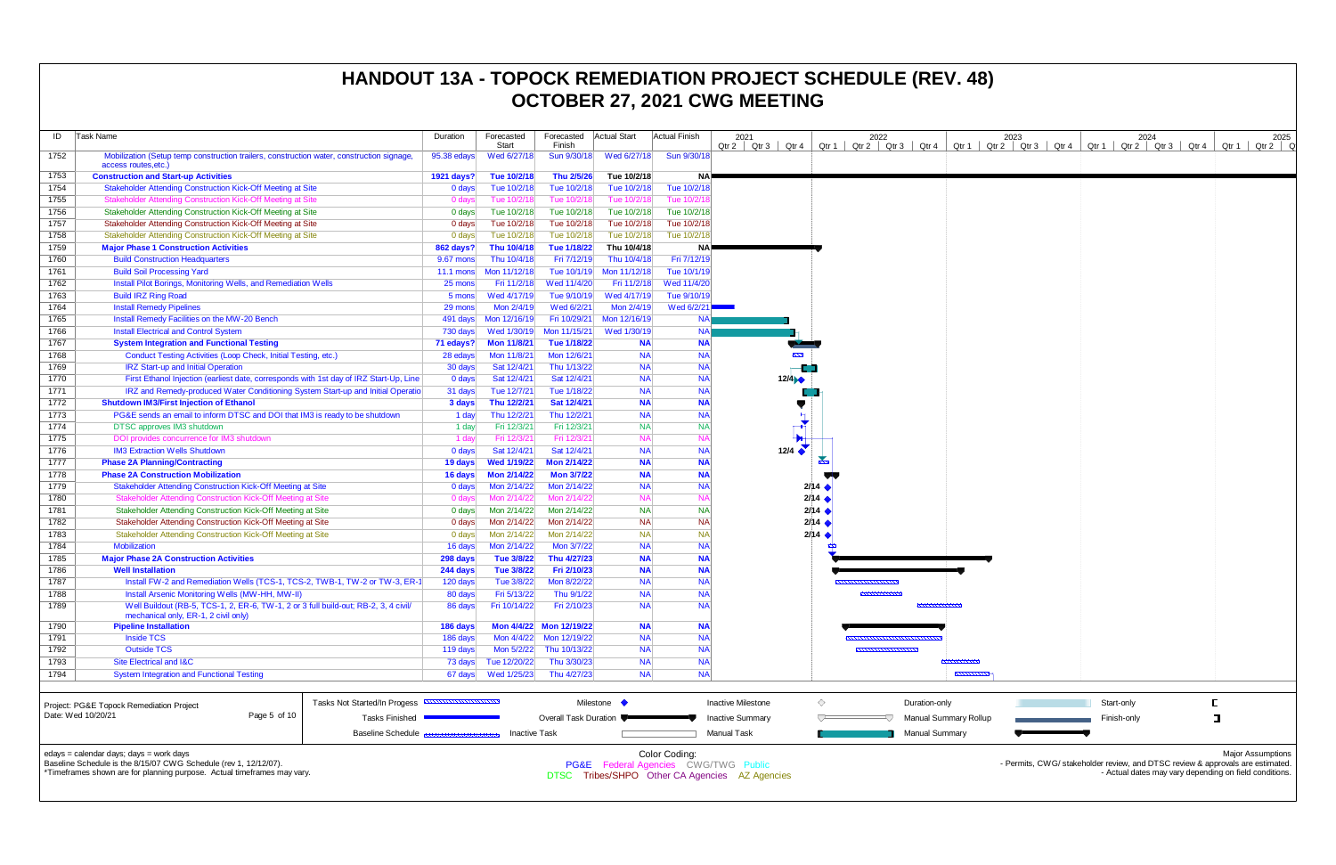# HANDOUT 13A - TOPOCK REMEDIATION PROJECT SCHEDULE (REV. 48)
## OCTOBER 27, 2021 CWG MEETING

| ID | Task Name | Duration | Forecasted Start | Forecasted Finish | Actual Start | Actual Finish |
|---|---|---|---|---|---|---|
| 1752 | Mobilization (Setup temp construction trailers, construction water, construction signage, access routes,etc.) | 95.38 edays | Wed 6/27/18 | Sun 9/30/18 | Wed 6/27/18 | Sun 9/30/18 |
| 1753 | **Construction and Start-up Activities** | **1921 days?** | **Tue 10/2/18** | **Thu 2/5/26** | **Tue 10/2/18** | **NA** |
| 1754 | Stakeholder Attending Construction Kick-Off Meeting at Site | 0 days | Tue 10/2/18 | Tue 10/2/18 | Tue 10/2/18 | Tue 10/2/18 |
| 1755 | Stakeholder Attending Construction Kick-Off Meeting at Site | 0 days | Tue 10/2/18 | Tue 10/2/18 | Tue 10/2/18 | Tue 10/2/18 |
| 1756 | Stakeholder Attending Construction Kick-Off Meeting at Site | 0 days | Tue 10/2/18 | Tue 10/2/18 | Tue 10/2/18 | Tue 10/2/18 |
| 1757 | Stakeholder Attending Construction Kick-Off Meeting at Site | 0 days | Tue 10/2/18 | Tue 10/2/18 | Tue 10/2/18 | Tue 10/2/18 |
| 1758 | Stakeholder Attending Construction Kick-Off Meeting at Site | 0 days | Tue 10/2/18 | Tue 10/2/18 | Tue 10/2/18 | Tue 10/2/18 |
| 1759 | **Major Phase 1 Construction Activities** | **862 days?** | **Thu 10/4/18** | **Tue 1/18/22** | **Thu 10/4/18** | **NA** |
| 1760 | Build Construction Headquarters | 9.67 mons | Thu 10/4/18 | Fri 7/12/19 | Thu 10/4/18 | Fri 7/12/19 |
| 1761 | Build Soil Processing Yard | 11.1 mons | Mon 11/12/18 | Tue 10/1/19 | Mon 11/12/18 | Tue 10/1/19 |
| 1762 | Install Pilot Borings, Monitoring Wells, and Remediation Wells | 25 mons | Fri 11/2/18 | Wed 11/4/20 | Fri 11/2/18 | Wed 11/4/20 |
| 1763 | Build IRZ Ring Road | 5 mons | Wed 4/17/19 | Tue 9/10/19 | Wed 4/17/19 | Tue 9/10/19 |
| 1764 | Install Remedy Pipelines | 29 mons | Mon 2/4/19 | Wed 6/2/21 | Mon 2/4/19 | Wed 6/2/21 |
| 1765 | Install Remedy Facilities on the MW-20 Bench | 491 days | Mon 12/16/19 | Fri 10/29/21 | Mon 12/16/19 | NA |
| 1766 | Install Electrical and Control System | 730 days | Wed 1/30/19 | Mon 11/15/21 | Wed 1/30/19 | NA |
| 1767 | **System Integration and Functional Testing** | **71 edays?** | **Mon 11/8/21** | **Tue 1/18/22** | **NA** | **NA** |
| 1768 | Conduct Testing Activities (Loop Check, Initial Testing, etc.) | 28 edays | Mon 11/8/21 | Mon 12/6/21 | NA | NA |
| 1769 | IRZ Start-up and Initial Operation | 30 days | Sat 12/4/21 | Thu 1/13/22 | NA | NA |
| 1770 | First Ethanol Injection (earliest date, corresponds with 1st day of IRZ Start-Up, Line | 0 days | Sat 12/4/21 | Sat 12/4/21 | NA | NA |
| 1771 | IRZ and Remedy-produced Water Conditioning System Start-up and Initial Operatio | 31 days | Tue 12/7/21 | Tue 1/18/22 | NA | NA |
| 1772 | **Shutdown IM3/First Injection of Ethanol** | **3 days** | **Thu 12/2/21** | **Sat 12/4/21** | **NA** | **NA** |
| 1773 | PG&E sends an email to inform DTSC and DOI that IM3 is ready to be shutdown | 1 day | Thu 12/2/21 | Thu 12/2/21 | NA | NA |
| 1774 | DTSC approves IM3 shutdown | 1 day | Fri 12/3/21 | Fri 12/3/21 | NA | NA |
| 1775 | DOI provides concurrence for IM3 shutdown | 1 day | Fri 12/3/21 | Fri 12/3/21 | NA | NA |
| 1776 | IM3 Extraction Wells Shutdown | 0 days | Sat 12/4/21 | Sat 12/4/21 | NA | NA |
| 1777 | **Phase 2A Planning/Contracting** | **19 days** | **Wed 1/19/22** | **Mon 2/14/22** | **NA** | **NA** |
| 1778 | **Phase 2A Construction Mobilization** | **16 days** | **Mon 2/14/22** | **Mon 3/7/22** | **NA** | **NA** |
| 1779 | Stakeholder Attending Construction Kick-Off Meeting at Site | 0 days | Mon 2/14/22 | Mon 2/14/22 | NA | NA |
| 1780 | Stakeholder Attending Construction Kick-Off Meeting at Site | 0 days | Mon 2/14/22 | Mon 2/14/22 | NA | NA |
| 1781 | Stakeholder Attending Construction Kick-Off Meeting at Site | 0 days | Mon 2/14/22 | Mon 2/14/22 | NA | NA |
| 1782 | Stakeholder Attending Construction Kick-Off Meeting at Site | 0 days | Mon 2/14/22 | Mon 2/14/22 | NA | NA |
| 1783 | Stakeholder Attending Construction Kick-Off Meeting at Site | 0 days | Mon 2/14/22 | Mon 2/14/22 | NA | NA |
| 1784 | Mobilization | 16 days | Mon 2/14/22 | Mon 3/7/22 | NA | NA |
| 1785 | **Major Phase 2A Construction Activities** | **298 days** | **Tue 3/8/22** | **Thu 4/27/23** | **NA** | **NA** |
| 1786 | **Well Installation** | **244 days** | **Tue 3/8/22** | **Fri 2/10/23** | **NA** | **NA** |
| 1787 | Install FW-2 and Remediation Wells (TCS-1, TCS-2, TWB-1, TW-2 or TW-3, ER-1 | 120 days | Tue 3/8/22 | Mon 8/22/22 | NA | NA |
| 1788 | Install Arsenic Monitoring Wells (MW-HH, MW-II) | 80 days | Fri 5/13/22 | Thu 9/1/22 | NA | NA |
| 1789 | Well Buildout (RB-5, TCS-1, 2, ER-6, TW-1, 2 or 3 full build-out; RB-2, 3, 4 civil/ mechanical only, ER-1, 2 civil only) | 86 days | Fri 10/14/22 | Fri 2/10/23 | NA | NA |
| 1790 | **Pipeline Installation** | **186 days** | **Mon 4/4/22** | **Mon 12/19/22** | **NA** | **NA** |
| 1791 | Inside TCS | 186 days | Mon 4/4/22 | Mon 12/19/22 | NA | NA |
| 1792 | Outside TCS | 119 days | Mon 5/2/22 | Thu 10/13/22 | NA | NA |
| 1793 | Site Electrical and I&C | 73 days | Tue 12/20/22 | Thu 3/30/23 | NA | NA |
| 1794 | System Integration and Functional Testing | 67 days | Wed 1/25/23 | Thu 4/27/23 | NA | NA |

Project: PG&E Topock Remediation Project
Date: Wed 10/20/21

Legend: Tasks Not Started/In Progess; Tasks Finished; Baseline Schedule; Milestone; Overall Task Duration; Inactive Task; Inactive Milestone; Inactive Summary; Manual Task; Duration-only; Manual Summary Rollup; Manual Summary; Start-only; Finish-only

edays = calendar days; days = work days
Baseline Schedule is the 8/15/07 CWG Schedule (rev 1, 12/12/07).
*Timeframes shown are for planning purpose. Actual timeframes may vary.

Color Coding:
PG&E  Federal Agencies  CWG/TWG  Public
DTSC  Tribes/SHPO  Other CA Agencies  AZ Agencies

Major Assumptions
- Permits, CWG/ stakeholder review, and DTSC review & approvals are estimated.
- Actual dates may vary depending on field conditions.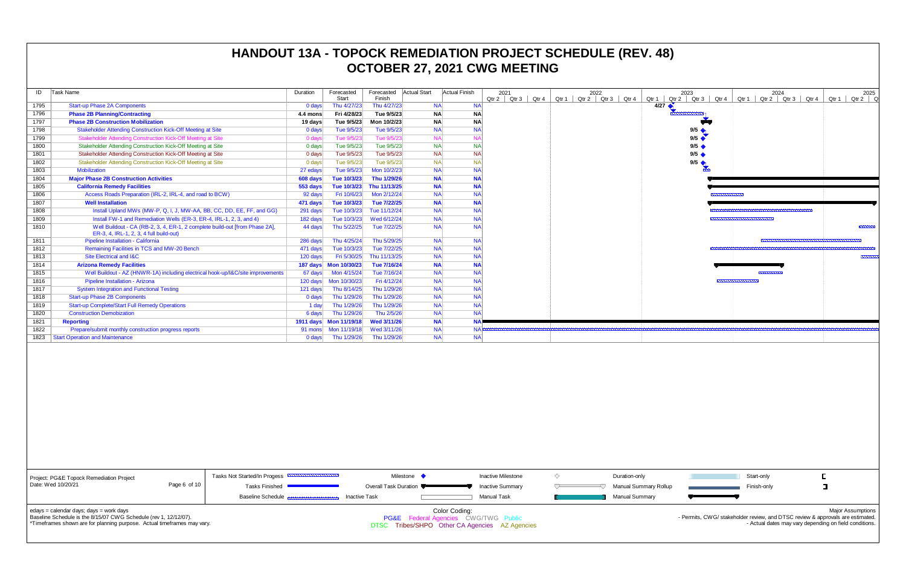# HANDOUT 13A - TOPOCK REMEDIATION PROJECT SCHEDULE (REV. 48)
## OCTOBER 27, 2021 CWG MEETING

| ID | Task Name | Duration | Forecasted Start | Forecasted Finish | Actual Start | Actual Finish |
|---|---|---|---|---|---|---|
| 1795 | Start-up Phase 2A Components | 0 days | Thu 4/27/23 | Thu 4/27/23 | NA | NA |
| 1796 | **Phase 2B Planning/Contracting** | **4.4 mons** | **Fri 4/28/23** | **Tue 9/5/23** | **NA** | **NA** |
| 1797 | **Phase 2B Construction Mobilization** | **19 days** | **Tue 9/5/23** | **Mon 10/2/23** | **NA** | **NA** |
| 1798 | Stakeholder Attending Construction Kick-Off Meeting at Site | 0 days | Tue 9/5/23 | Tue 9/5/23 | NA | NA |
| 1799 | Stakeholder Attending Construction Kick-Off Meeting at Site | 0 days | Tue 9/5/23 | Tue 9/5/23 | NA | NA |
| 1800 | Stakeholder Attending Construction Kick-Off Meeting at Site | 0 days | Tue 9/5/23 | Tue 9/5/23 | NA | NA |
| 1801 | Stakeholder Attending Construction Kick-Off Meeting at Site | 0 days | Tue 9/5/23 | Tue 9/5/23 | NA | NA |
| 1802 | Stakeholder Attending Construction Kick-Off Meeting at Site | 0 days | Tue 9/5/23 | Tue 9/5/23 | NA | NA |
| 1803 | Mobilization | 27 edays | Tue 9/5/23 | Mon 10/2/23 | NA | NA |
| 1804 | **Major Phase 2B Construction Activities** | **608 days** | **Tue 10/3/23** | **Thu 1/29/26** | **NA** | **NA** |
| 1805 | **California Remedy Facilities** | **553 days** | **Tue 10/3/23** | **Thu 11/13/25** | **NA** | **NA** |
| 1806 | Access Roads Preparation (IRL-2, IRL-4, and road to BCW) | 92 days | Fri 10/6/23 | Mon 2/12/24 | NA | NA |
| 1807 | **Well Installation** | **471 days** | **Tue 10/3/23** | **Tue 7/22/25** | **NA** | **NA** |
| 1808 | Install Upland MWs (MW-P, Q, I, J, MW-AA, BB, CC, DD, EE, FF, and GG) | 291 days | Tue 10/3/23 | Tue 11/12/24 | NA | NA |
| 1809 | Install FW-1 and Remediation Wells (ER-3, ER-4, IRL-1, 2, 3, and 4) | 182 days | Tue 10/3/23 | Wed 6/12/24 | NA | NA |
| 1810 | Well Buildout - CA (RB-2, 3, 4, ER-1, 2 complete build-out [from Phase 2A], ER-3, 4, IRL-1, 2, 3, 4 full build-out) | 44 days | Thu 5/22/25 | Tue 7/22/25 | NA | NA |
| 1811 | Pipeline Installation - California | 286 days | Thu 4/25/24 | Thu 5/29/25 | NA | NA |
| 1812 | Remaining Facilities in TCS and MW-20 Bench | 471 days | Tue 10/3/23 | Tue 7/22/25 | NA | NA |
| 1813 | Site Electrical and I&C | 120 days | Fri 5/30/25 | Thu 11/13/25 | NA | NA |
| 1814 | **Arizona Remedy Facilities** | **187 days** | **Mon 10/30/23** | **Tue 7/16/24** | **NA** | **NA** |
| 1815 | Well Buildout - AZ (HNWR-1A) including electrical hook-up/I&C/site improvements | 67 days | Mon 4/15/24 | Tue 7/16/24 | NA | NA |
| 1816 | Pipeline Installation - Arizona | 120 days | Mon 10/30/23 | Fri 4/12/24 | NA | NA |
| 1817 | System Integration and Functional Testing | 121 days | Thu 8/14/25 | Thu 1/29/26 | NA | NA |
| 1818 | Start-up Phase 2B Components | 0 days | Thu 1/29/26 | Thu 1/29/26 | NA | NA |
| 1819 | Start-up Complete/Start Full Remedy Operations | 1 day | Thu 1/29/26 | Thu 1/29/26 | NA | NA |
| 1820 | Construction Demobilization | 6 days | Thu 1/29/26 | Thu 2/5/26 | NA | NA |
| 1821 | **Reporting** | **1911 days** | **Mon 11/19/18** | **Wed 3/11/26** | **NA** | **NA** |
| 1822 | Prepare/submit monthly construction progress reports | 91 mons | Mon 11/19/18 | Wed 3/11/26 | NA | NA |
| 1823 | Start Operation and Maintenance | 0 days | Thu 1/29/26 | Thu 1/29/26 | NA | NA |

Project: PG&E Topock Remediation Project
Date: Wed 10/20/21

Legend: Tasks Not Started/In Progess; Tasks Finished; Baseline Schedule; Milestone; Overall Task Duration; Inactive Task; Inactive Milestone; Inactive Summary; Manual Task; Duration-only; Manual Summary Rollup; Manual Summary; Start-only; Finish-only

edays = calendar days; days = work days
Baseline Schedule is the 8/15/07 CWG Schedule (rev 1, 12/12/07).
*Timeframes shown are for planning purpose. Actual timeframes may vary.

Color Coding:
PG&E Federal Agencies CWG/TWG Public
DTSC Tribes/SHPO Other CA Agencies AZ Agencies

Major Assumptions
- Permits, CWG/ stakeholder review, and DTSC review & approvals are estimated.
- Actual dates may vary depending on field conditions.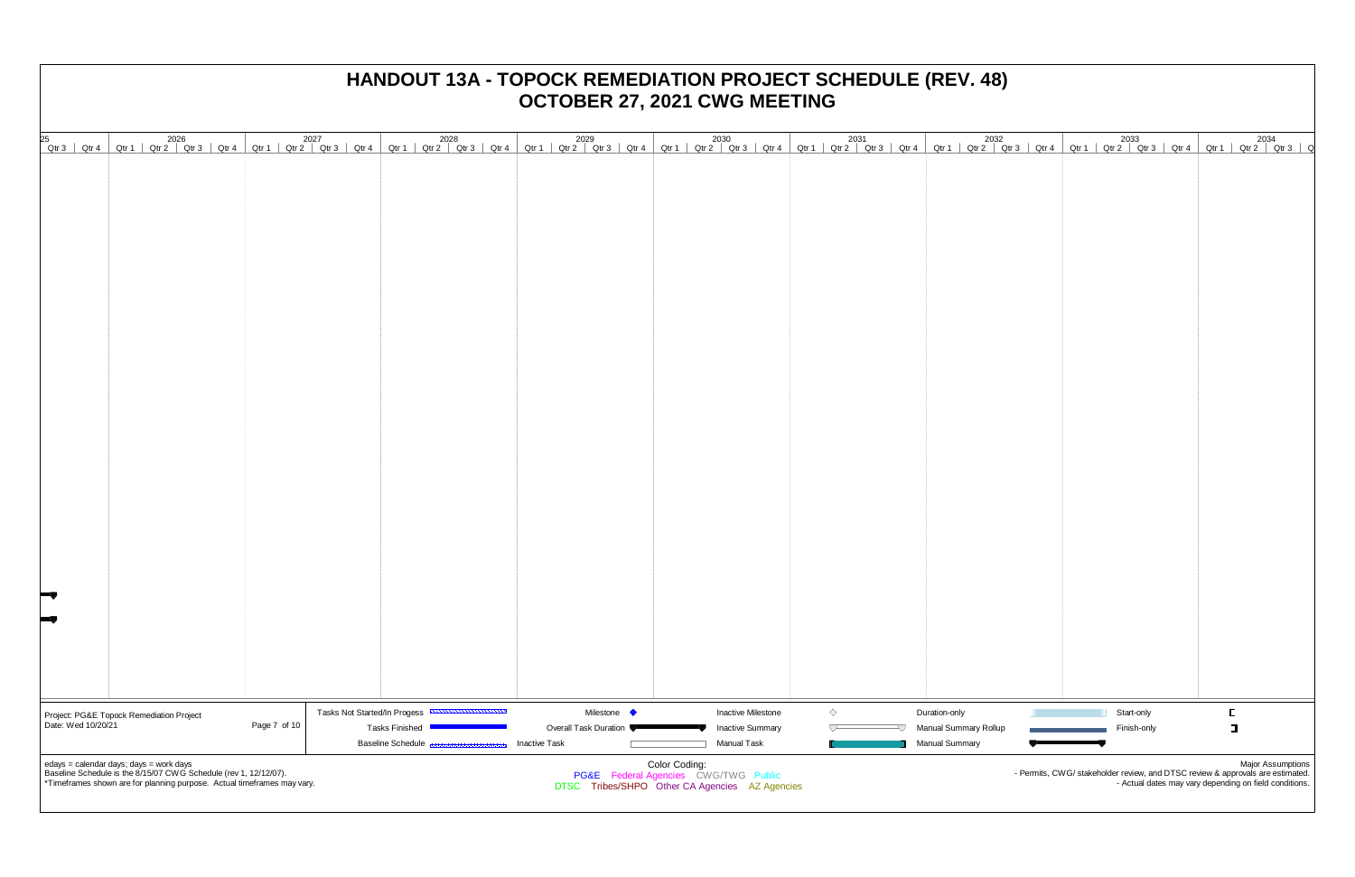# HANDOUT 13A - TOPOCK REMEDIATION PROJECT SCHEDULE (REV. 48)
## OCTOBER 27, 2021 CWG MEETING

| 2025 | | 2026 | | | | 2027 | | | | 2028 | | | | 2029 | | | | 2030 | | | | 2031 | | | | 2032 | | | | 2033 | | | | 2034 | | | |
|---|---|---|---|---|---|---|---|---|---|---|---|---|---|---|---|---|---|---|---|---|---|---|---|---|---|---|---|---|---|---|---|---|---|---|---|---|---|
| Qtr 3 | Qtr 4 | Qtr 1 | Qtr 2 | Qtr 3 | Qtr 4 | Qtr 1 | Qtr 2 | Qtr 3 | Qtr 4 | Qtr 1 | Qtr 2 | Qtr 3 | Qtr 4 | Qtr 1 | Qtr 2 | Qtr 3 | Qtr 4 | Qtr 1 | Qtr 2 | Qtr 3 | Qtr 4 | Qtr 1 | Qtr 2 | Qtr 3 | Qtr 4 | Qtr 1 | Qtr 2 | Qtr 3 | Qtr 4 | Qtr 1 | Qtr 2 | Qtr 3 | Qtr 4 | Qtr 1 | Qtr 2 | Qtr 3 | Q |

Project: PG&E Topock Remediation Project
Date: Wed 10/20/21

| Legend | | | |
|---|---|---|---|
| Tasks Not Started/In Progess | Milestone | Inactive Milestone | Duration-only |
| Tasks Finished | Overall Task Duration | Inactive Summary | Manual Summary Rollup |
| Baseline Schedule | Inactive Task | Manual Task | Manual Summary |
| Start-only | Finish-only | | |

edays = calendar days; days = work days
Baseline Schedule is the 8/15/07 CWG Schedule (rev 1, 12/12/07).
*Timeframes shown are for planning purpose. Actual timeframes may vary.

Color Coding:
PG&E Federal Agencies CWG/TWG Public
DTSC Tribes/SHPO Other CA Agencies AZ Agencies

Major Assumptions
- Permits, CWG/ stakeholder review, and DTSC review & approvals are estimated.
- Actual dates may vary depending on field conditions.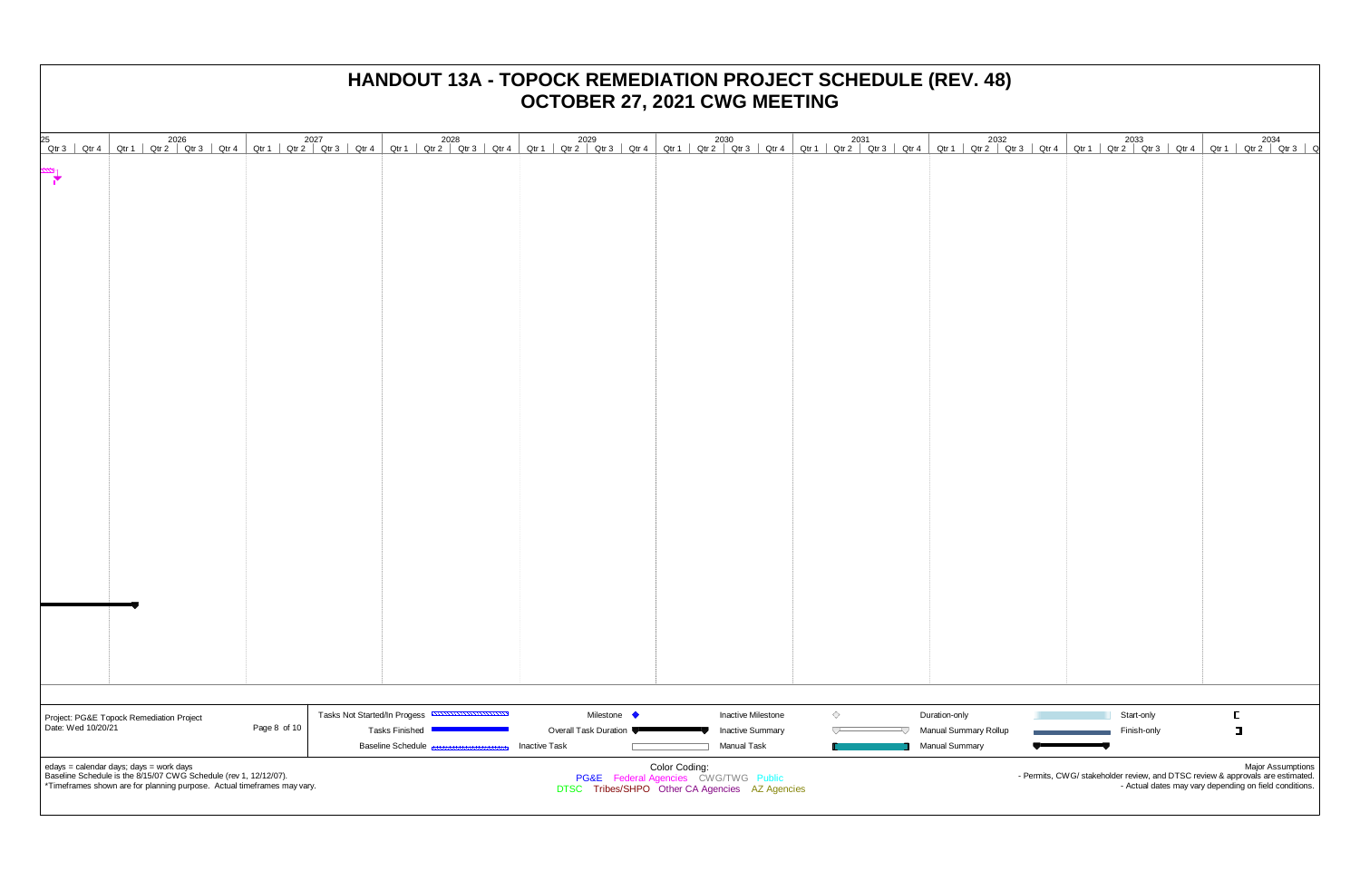# HANDOUT 13A - TOPOCK REMEDIATION PROJECT SCHEDULE (REV. 48)
## OCTOBER 27, 2021 CWG MEETING

| 2025 | | 2026 | | | | 2027 | | | | 2028 | | | | 2029 | | | | 2030 | | | | 2031 | | | | 2032 | | | | 2033 | | | | 2034 | | | |
|---|---|---|---|---|---|---|---|---|---|---|---|---|---|---|---|---|---|---|---|---|---|---|---|---|---|---|---|---|---|---|---|---|---|---|---|---|---|---|---|
| Qtr 3 | Qtr 4 | Qtr 1 | Qtr 2 | Qtr 3 | Qtr 4 | Qtr 1 | Qtr 2 | Qtr 3 | Qtr 4 | Qtr 1 | Qtr 2 | Qtr 3 | Qtr 4 | Qtr 1 | Qtr 2 | Qtr 3 | Qtr 4 | Qtr 1 | Qtr 2 | Qtr 3 | Qtr 4 | Qtr 1 | Qtr 2 | Qtr 3 | Qtr 4 | Qtr 1 | Qtr 2 | Qtr 3 | Qtr 4 | Qtr 1 | Qtr 2 | Qtr 3 | Qtr 4 | Qtr 1 | Qtr 2 | Qtr 3 | Q |

Project: PG&E Topock Remediation Project
Date: Wed 10/20/21

| Legend | | | | | |
|---|---|---|---|---|---|
| Tasks Not Started/In Progess | Milestone | Inactive Milestone | Duration-only | Start-only | |
| Tasks Finished | Overall Task Duration | Inactive Summary | Manual Summary Rollup | Finish-only | |
| Baseline Schedule | Inactive Task | Manual Task | Manual Summary | | |

edays = calendar days; days = work days
Baseline Schedule is the 8/15/07 CWG Schedule (rev 1, 12/12/07).
*Timeframes shown are for planning purpose. Actual timeframes may vary.

Color Coding:
PG&E Federal Agencies CWG/TWG Public
DTSC Tribes/SHPO Other CA Agencies AZ Agencies

Major Assumptions
- Permits, CWG/ stakeholder review, and DTSC review & approvals are estimated.
- Actual dates may vary depending on field conditions.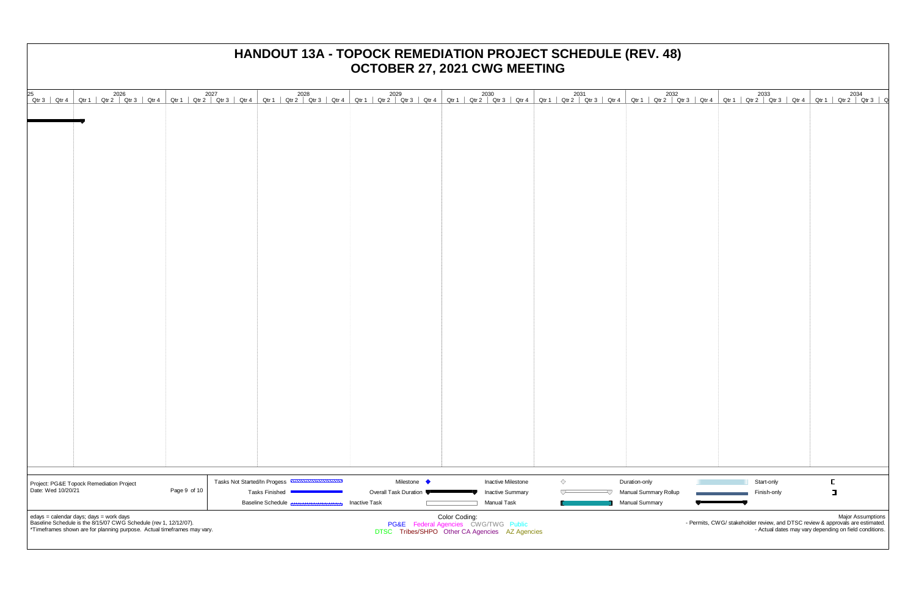# HANDOUT 13A - TOPOCK REMEDIATION PROJECT SCHEDULE (REV. 48)
## OCTOBER 27, 2021 CWG MEETING

| 25 | | 2026 | | | | 2027 | | | | 2028 | | | | 2029 | | | | 2030 | | | | 2031 | | | | 2032 | | | | 2033 | | | | 2034 | | | |
|---|---|---|---|---|---|---|---|---|---|---|---|---|---|---|---|---|---|---|---|---|---|---|---|---|---|---|---|---|---|---|---|---|---|---|---|---|---|
| Qtr 3 | Qtr 4 | Qtr 1 | Qtr 2 | Qtr 3 | Qtr 4 | Qtr 1 | Qtr 2 | Qtr 3 | Qtr 4 | Qtr 1 | Qtr 2 | Qtr 3 | Qtr 4 | Qtr 1 | Qtr 2 | Qtr 3 | Qtr 4 | Qtr 1 | Qtr 2 | Qtr 3 | Qtr 4 | Qtr 1 | Qtr 2 | Qtr 3 | Qtr 4 | Qtr 1 | Qtr 2 | Qtr 3 | Qtr 4 | Qtr 1 | Qtr 2 | Qtr 3 | Qtr 4 | Qtr 1 | Qtr 2 | Qtr 3 | Q |

Project: PG&E Topock Remediation Project
Date: Wed 10/20/21

Legend: Tasks Not Started/In Progess; Tasks Finished; Baseline Schedule; Milestone; Overall Task Duration; Inactive Task; Inactive Milestone; Inactive Summary; Manual Task; Duration-only; Manual Summary Rollup; Manual Summary; Start-only; Finish-only

edays = calendar days; days = work days
Baseline Schedule is the 8/15/07 CWG Schedule (rev 1, 12/12/07).
*Timeframes shown are for planning purpose. Actual timeframes may vary.

Color Coding:
PG&E Federal Agencies CWG/TWG Public
DTSC Tribes/SHPO Other CA Agencies AZ Agencies

Major Assumptions
- Permits, CWG/ stakeholder review, and DTSC review & approvals are estimated.
- Actual dates may vary depending on field conditions.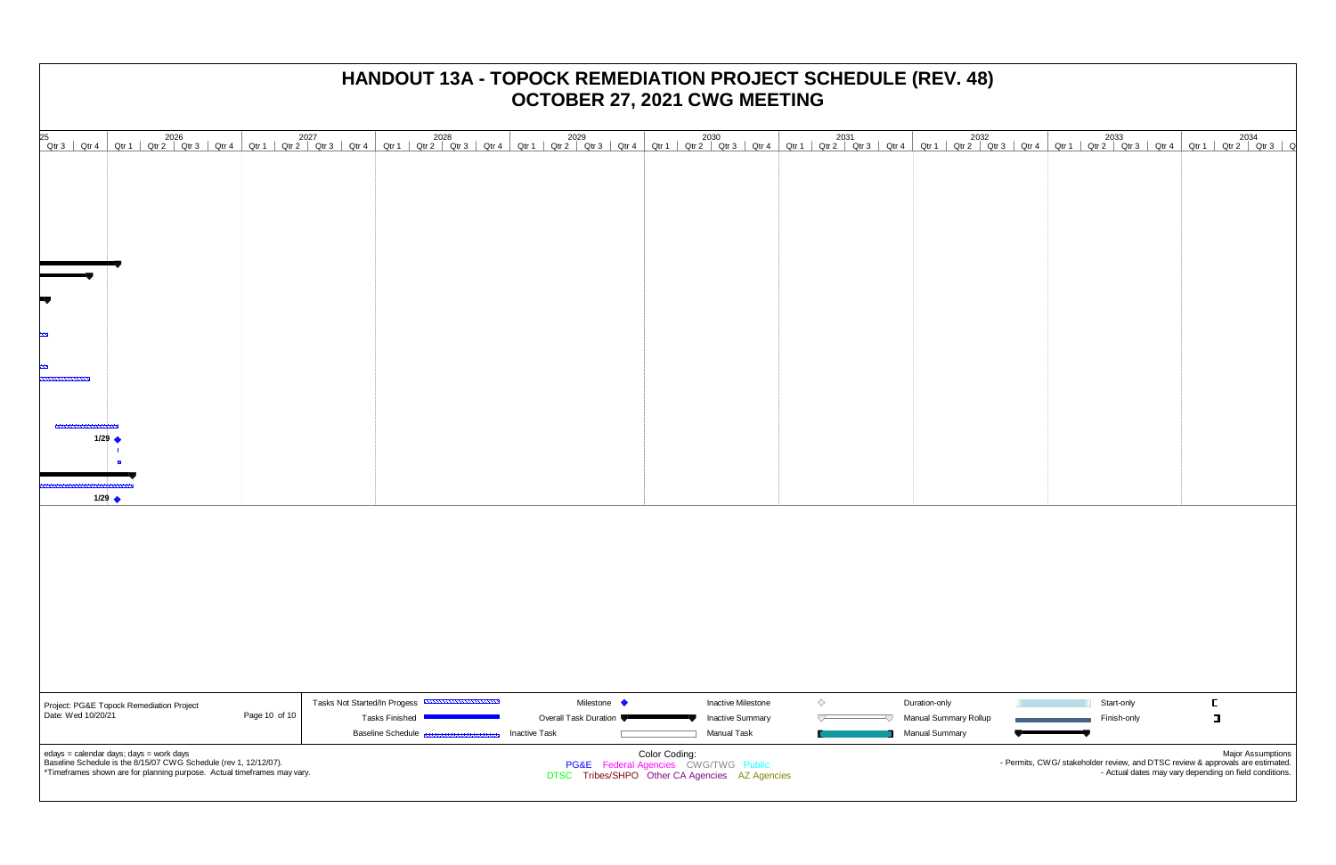# HANDOUT 13A - TOPOCK REMEDIATION PROJECT SCHEDULE (REV. 48)

## OCTOBER 27, 2021 CWG MEETING

25 Qtr 3 | Qtr 4 | 2026 Qtr 1 | Qtr 2 | Qtr 3 | Qtr 4 | 2027 Qtr 1 | Qtr 2 | Qtr 3 | Qtr 4 | 2028 Qtr 1 | Qtr 2 | Qtr 3 | Qtr 4 | 2029 Qtr 1 | Qtr 2 | Qtr 3 | Qtr 4 | 2030 Qtr 1 | Qtr 2 | Qtr 3 | Qtr 4 | 2031 Qtr 1 | Qtr 2 | Qtr 3 | Qtr 4 | 2032 Qtr 1 | Qtr 2 | Qtr 3 | Qtr 4 | 2033 Qtr 1 | Qtr 2 | Qtr 3 | Qtr 4 | 2034 Qtr 1 | Qtr 2 | Qtr 3 | Q

1/29

1/29

Project: PG&E Topock Remediation Project
Date: Wed 10/20/21

Tasks Not Started/In Progess
Tasks Finished
Baseline Schedule
Milestone
Overall Task Duration
Inactive Task
Inactive Milestone
Inactive Summary
Manual Task
Duration-only
Manual Summary Rollup
Manual Summary
Start-only
Finish-only

edays = calendar days; days = work days
Baseline Schedule is the 8/15/07 CWG Schedule (rev 1, 12/12/07).
*Timeframes shown are for planning purpose. Actual timeframes may vary.

Color Coding:
PG&E Federal Agencies CWG/TWG Public
DTSC Tribes/SHPO Other CA Agencies AZ Agencies

Major Assumptions
- Permits, CWG/ stakeholder review, and DTSC review & approvals are estimated.
- Actual dates may vary depending on field conditions.